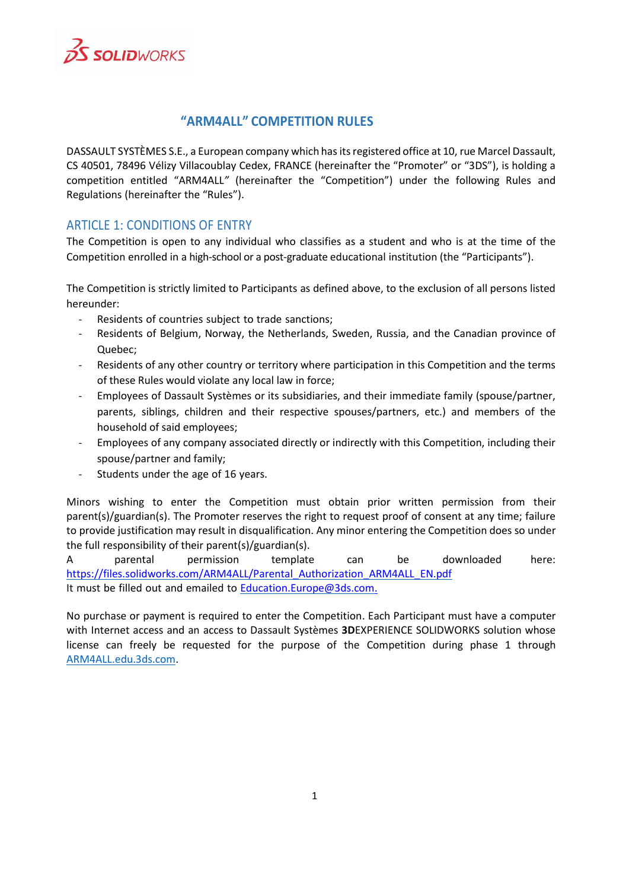# "ARM4ALL" COMPETITION RULES

DASSAULT SYSTÈMES S.E., a European company which has its registered office at 10, rue Marcel Dassault, CS 40501, 78496 Vélizy Villacoublay Cedex, FRANCE (hereinafter the "Promoter" or "3DS"), is holding a competition entitled "ARM4ALL" (hereinafter the "Competition") under the following Rules and Regulations (hereinafter the "Rules").

## ARTICLE 1: CONDITIONS OF ENTRY

The Competition is open to any individual who classifies as a student and who is at the time of the Competition enrolled in a high-school or a post-graduate educational institution (the "Participants").

The Competition is strictly limited to Participants as defined above, to the exclusion of all persons listed hereunder:

- Residents of countries subject to trade sanctions;
- Residents of Belgium, Norway, the Netherlands, Sweden, Russia, and the Canadian province of Quebec;
- Residents of any other country or territory where participation in this Competition and the terms of these Rules would violate any local law in force;
- Employees of Dassault Systèmes or its subsidiaries, and their immediate family (spouse/partner, parents, siblings, children and their respective spouses/partners, etc.) and members of the household of said employees;
- Employees of any company associated directly or indirectly with this Competition, including their spouse/partner and family;
- Students under the age of 16 years.

Minors wishing to enter the Competition must obtain prior written permission from their parent(s)/guardian(s). The Promoter reserves the right to request proof of consent at any time; failure to provide justification may result in disqualification. Any minor entering the Competition does so under the full responsibility of their parent(s)/guardian(s).
A parental permission template can be downloaded here: https://files.solidworks.com/ARM4ALL/Parental_Authorization_ARM4ALL_EN.pdf
It must be filled out and emailed to Education.Europe@3ds.com.

No purchase or payment is required to enter the Competition. Each Participant must have a computer with Internet access and an access to Dassault Systèmes **3D**EXPERIENCE SOLIDWORKS solution whose license can freely be requested for the purpose of the Competition during phase 1 through ARM4ALL.edu.3ds.com.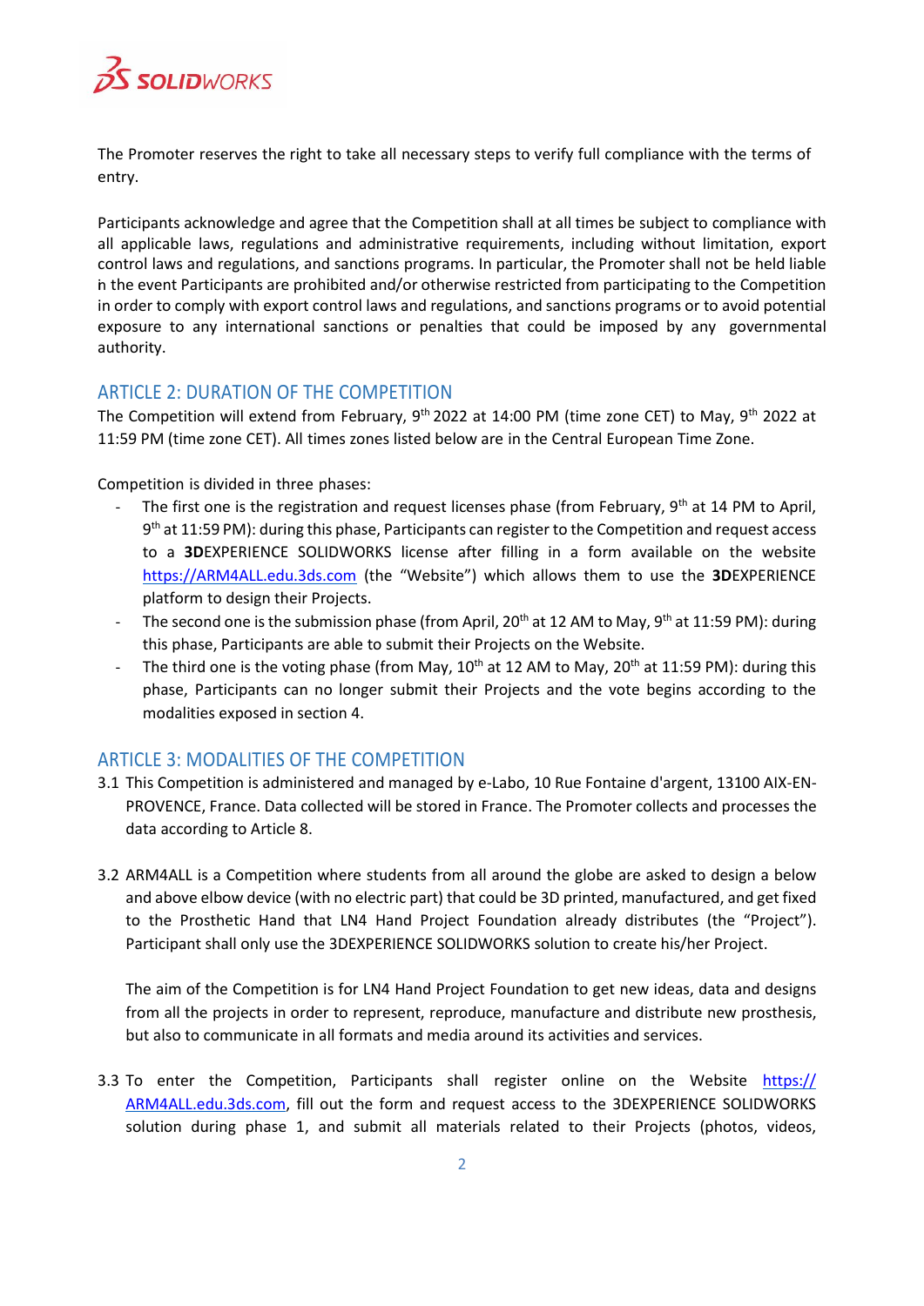The Promoter reserves the right to take all necessary steps to verify full compliance with the terms of entry.

Participants acknowledge and agree that the Competition shall at all times be subject to compliance with all applicable laws, regulations and administrative requirements, including without limitation, export control laws and regulations, and sanctions programs. In particular, the Promoter shall not be held liable in the event Participants are prohibited and/or otherwise restricted from participating to the Competition in order to comply with export control laws and regulations, and sanctions programs or to avoid potential exposure to any international sanctions or penalties that could be imposed by any governmental authority.

## ARTICLE 2: DURATION OF THE COMPETITION

The Competition will extend from February, 9th 2022 at 14:00 PM (time zone CET) to May, 9th 2022 at 11:59 PM (time zone CET). All times zones listed below are in the Central European Time Zone.

Competition is divided in three phases:

- The first one is the registration and request licenses phase (from February, 9th at 14 PM to April, 9th at 11:59 PM): during this phase, Participants can register to the Competition and request access to a **3D**EXPERIENCE SOLIDWORKS license after filling in a form available on the website https://ARM4ALL.edu.3ds.com (the "Website") which allows them to use the **3D**EXPERIENCE platform to design their Projects.
- The second one is the submission phase (from April, 20th at 12 AM to May, 9th at 11:59 PM): during this phase, Participants are able to submit their Projects on the Website.
- The third one is the voting phase (from May, 10th at 12 AM to May, 20th at 11:59 PM): during this phase, Participants can no longer submit their Projects and the vote begins according to the modalities exposed in section 4.

## ARTICLE 3: MODALITIES OF THE COMPETITION

3.1 This Competition is administered and managed by e-Labo, 10 Rue Fontaine d'argent, 13100 AIX-EN-PROVENCE, France. Data collected will be stored in France. The Promoter collects and processes the data according to Article 8.

3.2 ARM4ALL is a Competition where students from all around the globe are asked to design a below and above elbow device (with no electric part) that could be 3D printed, manufactured, and get fixed to the Prosthetic Hand that LN4 Hand Project Foundation already distributes (the "Project"). Participant shall only use the 3DEXPERIENCE SOLIDWORKS solution to create his/her Project.

The aim of the Competition is for LN4 Hand Project Foundation to get new ideas, data and designs from all the projects in order to represent, reproduce, manufacture and distribute new prosthesis, but also to communicate in all formats and media around its activities and services.

3.3 To enter the Competition, Participants shall register online on the Website https://ARM4ALL.edu.3ds.com, fill out the form and request access to the 3DEXPERIENCE SOLIDWORKS solution during phase 1, and submit all materials related to their Projects (photos, videos,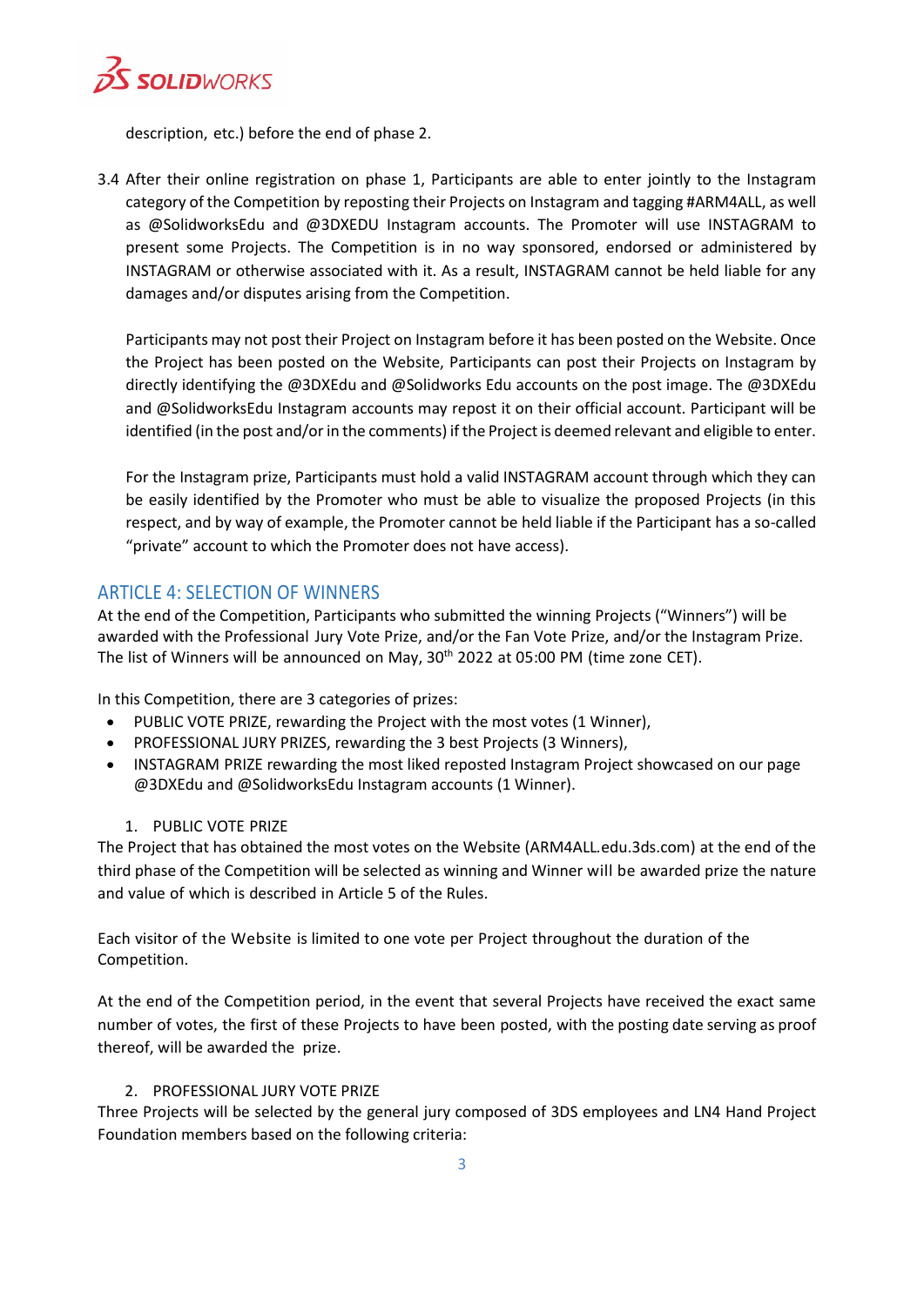description, etc.) before the end of phase 2.

3.4 After their online registration on phase 1, Participants are able to enter jointly to the Instagram category of the Competition by reposting their Projects on Instagram and tagging #ARM4ALL, as well as @SolidworksEdu and @3DXEDU Instagram accounts. The Promoter will use INSTAGRAM to present some Projects. The Competition is in no way sponsored, endorsed or administered by INSTAGRAM or otherwise associated with it. As a result, INSTAGRAM cannot be held liable for any damages and/or disputes arising from the Competition.

Participants may not post their Project on Instagram before it has been posted on the Website. Once the Project has been posted on the Website, Participants can post their Projects on Instagram by directly identifying the @3DXEdu and @Solidworks Edu accounts on the post image. The @3DXEdu and @SolidworksEdu Instagram accounts may repost it on their official account. Participant will be identified (in the post and/or in the comments) if the Project is deemed relevant and eligible to enter.

For the Instagram prize, Participants must hold a valid INSTAGRAM account through which they can be easily identified by the Promoter who must be able to visualize the proposed Projects (in this respect, and by way of example, the Promoter cannot be held liable if the Participant has a so-called "private" account to which the Promoter does not have access).

## ARTICLE 4: SELECTION OF WINNERS

At the end of the Competition, Participants who submitted the winning Projects ("Winners") will be awarded with the Professional Jury Vote Prize, and/or the Fan Vote Prize, and/or the Instagram Prize. The list of Winners will be announced on May, 30th 2022 at 05:00 PM (time zone CET).

In this Competition, there are 3 categories of prizes:

- PUBLIC VOTE PRIZE, rewarding the Project with the most votes (1 Winner),
- PROFESSIONAL JURY PRIZES, rewarding the 3 best Projects (3 Winners),
- INSTAGRAM PRIZE rewarding the most liked reposted Instagram Project showcased on our page @3DXEdu and @SolidworksEdu Instagram accounts (1 Winner).

1. PUBLIC VOTE PRIZE

The Project that has obtained the most votes on the Website (ARM4ALL.edu.3ds.com) at the end of the third phase of the Competition will be selected as winning and Winner will be awarded prize the nature and value of which is described in Article 5 of the Rules.

Each visitor of the Website is limited to one vote per Project throughout the duration of the Competition.

At the end of the Competition period, in the event that several Projects have received the exact same number of votes, the first of these Projects to have been posted, with the posting date serving as proof thereof, will be awarded the prize.

2. PROFESSIONAL JURY VOTE PRIZE

Three Projects will be selected by the general jury composed of 3DS employees and LN4 Hand Project Foundation members based on the following criteria: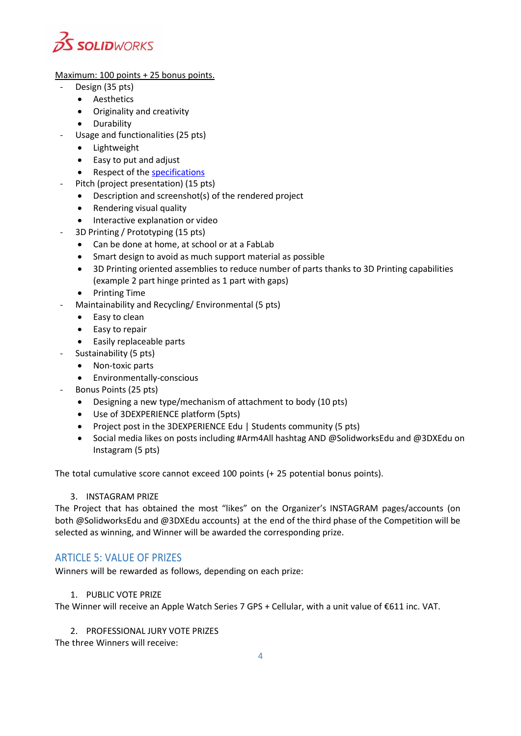Maximum: 100 points + 25 bonus points.

- Design (35 pts)
    - Aesthetics
    - Originality and creativity
    - Durability
- Usage and functionalities (25 pts)
    - Lightweight
    - Easy to put and adjust
    - Respect of the specifications
- Pitch (project presentation) (15 pts)
    - Description and screenshot(s) of the rendered project
    - Rendering visual quality
    - Interactive explanation or video
- 3D Printing / Prototyping (15 pts)
    - Can be done at home, at school or at a FabLab
    - Smart design to avoid as much support material as possible
    - 3D Printing oriented assemblies to reduce number of parts thanks to 3D Printing capabilities (example 2 part hinge printed as 1 part with gaps)
    - Printing Time
- Maintainability and Recycling/ Environmental (5 pts)
    - Easy to clean
    - Easy to repair
    - Easily replaceable parts
- Sustainability (5 pts)
    - Non-toxic parts
    - Environmentally-conscious
- Bonus Points (25 pts)
    - Designing a new type/mechanism of attachment to body (10 pts)
    - Use of 3DEXPERIENCE platform (5pts)
    - Project post in the 3DEXPERIENCE Edu | Students community (5 pts)
    - Social media likes on posts including #Arm4All hashtag AND @SolidworksEdu and @3DXEdu on Instagram (5 pts)

The total cumulative score cannot exceed 100 points (+ 25 potential bonus points).

3. INSTAGRAM PRIZE

The Project that has obtained the most "likes" on the Organizer's INSTAGRAM pages/accounts (on both @SolidworksEdu and @3DXEdu accounts) at the end of the third phase of the Competition will be selected as winning, and Winner will be awarded the corresponding prize.

## ARTICLE 5: VALUE OF PRIZES

Winners will be rewarded as follows, depending on each prize:

1. PUBLIC VOTE PRIZE

The Winner will receive an Apple Watch Series 7 GPS + Cellular, with a unit value of €611 inc. VAT.

2. PROFESSIONAL JURY VOTE PRIZES

The three Winners will receive: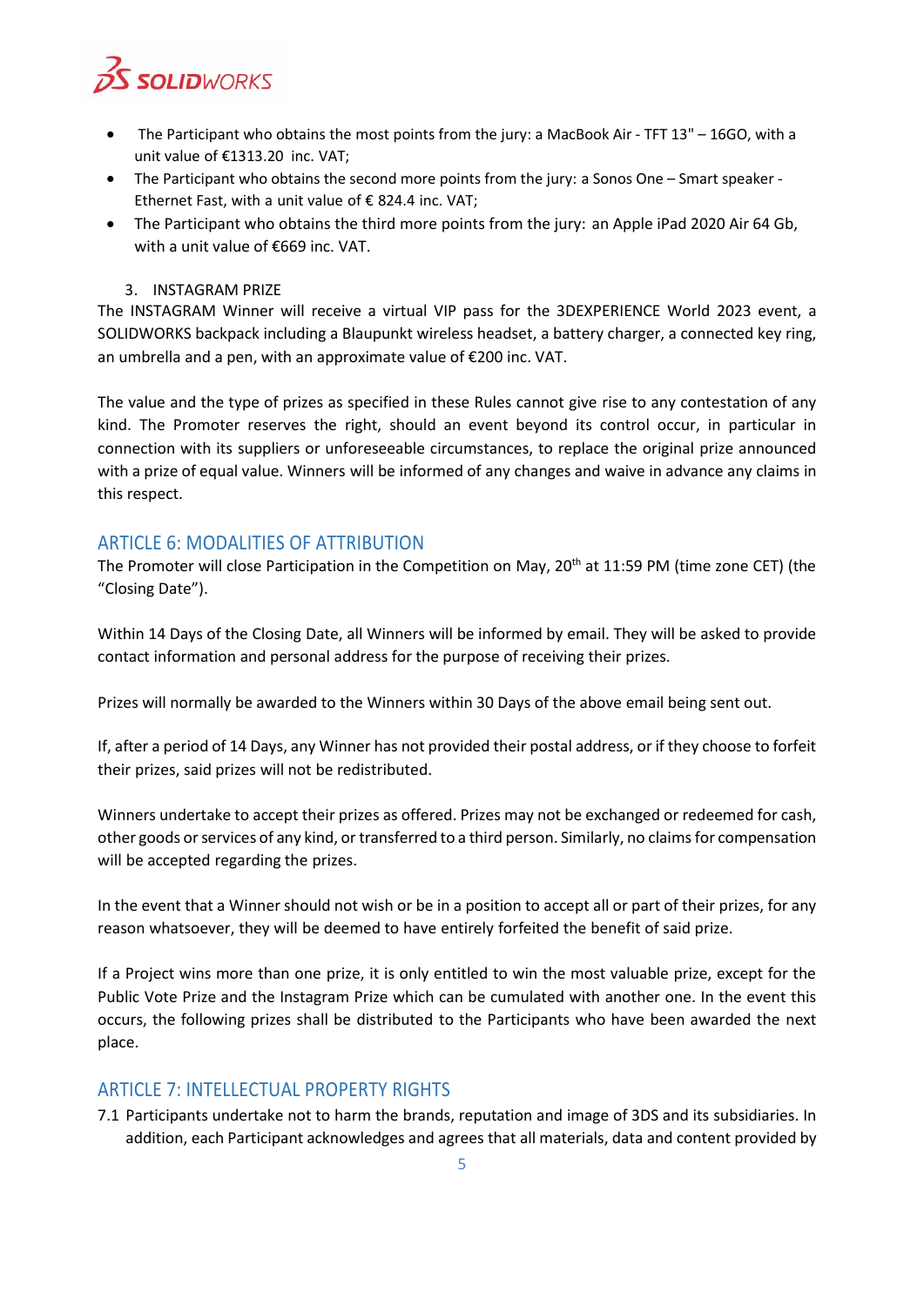- The Participant who obtains the most points from the jury: a MacBook Air - TFT 13" – 16GO, with a unit value of €1313.20 inc. VAT;
- The Participant who obtains the second more points from the jury: a Sonos One – Smart speaker - Ethernet Fast, with a unit value of € 824.4 inc. VAT;
- The Participant who obtains the third more points from the jury: an Apple iPad 2020 Air 64 Gb, with a unit value of €669 inc. VAT.

3. INSTAGRAM PRIZE

The INSTAGRAM Winner will receive a virtual VIP pass for the 3DEXPERIENCE World 2023 event, a SOLIDWORKS backpack including a Blaupunkt wireless headset, a battery charger, a connected key ring, an umbrella and a pen, with an approximate value of €200 inc. VAT.

The value and the type of prizes as specified in these Rules cannot give rise to any contestation of any kind. The Promoter reserves the right, should an event beyond its control occur, in particular in connection with its suppliers or unforeseeable circumstances, to replace the original prize announced with a prize of equal value. Winners will be informed of any changes and waive in advance any claims in this respect.

## ARTICLE 6: MODALITIES OF ATTRIBUTION

The Promoter will close Participation in the Competition on May, 20th at 11:59 PM (time zone CET) (the "Closing Date").

Within 14 Days of the Closing Date, all Winners will be informed by email. They will be asked to provide contact information and personal address for the purpose of receiving their prizes.

Prizes will normally be awarded to the Winners within 30 Days of the above email being sent out.

If, after a period of 14 Days, any Winner has not provided their postal address, or if they choose to forfeit their prizes, said prizes will not be redistributed.

Winners undertake to accept their prizes as offered. Prizes may not be exchanged or redeemed for cash, other goods or services of any kind, or transferred to a third person. Similarly, no claims for compensation will be accepted regarding the prizes.

In the event that a Winner should not wish or be in a position to accept all or part of their prizes, for any reason whatsoever, they will be deemed to have entirely forfeited the benefit of said prize.

If a Project wins more than one prize, it is only entitled to win the most valuable prize, except for the Public Vote Prize and the Instagram Prize which can be cumulated with another one. In the event this occurs, the following prizes shall be distributed to the Participants who have been awarded the next place.

## ARTICLE 7: INTELLECTUAL PROPERTY RIGHTS

7.1 Participants undertake not to harm the brands, reputation and image of 3DS and its subsidiaries. In addition, each Participant acknowledges and agrees that all materials, data and content provided by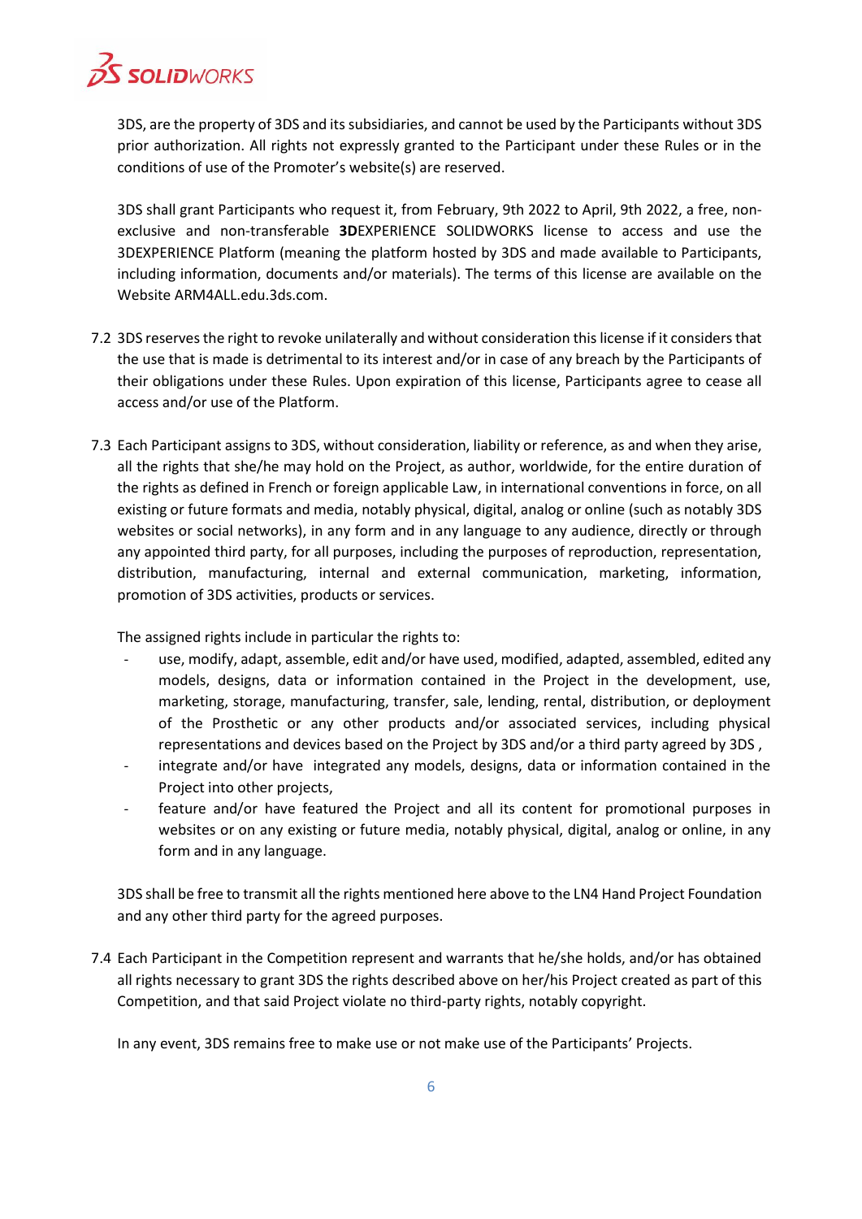3DS, are the property of 3DS and its subsidiaries, and cannot be used by the Participants without 3DS prior authorization. All rights not expressly granted to the Participant under these Rules or in the conditions of use of the Promoter's website(s) are reserved.

3DS shall grant Participants who request it, from February, 9th 2022 to April, 9th 2022, a free, non-exclusive and non-transferable **3D**EXPERIENCE SOLIDWORKS license to access and use the 3DEXPERIENCE Platform (meaning the platform hosted by 3DS and made available to Participants, including information, documents and/or materials). The terms of this license are available on the Website ARM4ALL.edu.3ds.com.

7.2 3DS reserves the right to revoke unilaterally and without consideration this license if it considers that the use that is made is detrimental to its interest and/or in case of any breach by the Participants of their obligations under these Rules. Upon expiration of this license, Participants agree to cease all access and/or use of the Platform.

7.3 Each Participant assigns to 3DS, without consideration, liability or reference, as and when they arise, all the rights that she/he may hold on the Project, as author, worldwide, for the entire duration of the rights as defined in French or foreign applicable Law, in international conventions in force, on all existing or future formats and media, notably physical, digital, analog or online (such as notably 3DS websites or social networks), in any form and in any language to any audience, directly or through any appointed third party, for all purposes, including the purposes of reproduction, representation, distribution, manufacturing, internal and external communication, marketing, information, promotion of 3DS activities, products or services.

The assigned rights include in particular the rights to:

- use, modify, adapt, assemble, edit and/or have used, modified, adapted, assembled, edited any models, designs, data or information contained in the Project in the development, use, marketing, storage, manufacturing, transfer, sale, lending, rental, distribution, or deployment of the Prosthetic or any other products and/or associated services, including physical representations and devices based on the Project by 3DS and/or a third party agreed by 3DS ,
- integrate and/or have integrated any models, designs, data or information contained in the Project into other projects,
- feature and/or have featured the Project and all its content for promotional purposes in websites or on any existing or future media, notably physical, digital, analog or online, in any form and in any language.

3DS shall be free to transmit all the rights mentioned here above to the LN4 Hand Project Foundation and any other third party for the agreed purposes.

7.4 Each Participant in the Competition represent and warrants that he/she holds, and/or has obtained all rights necessary to grant 3DS the rights described above on her/his Project created as part of this Competition, and that said Project violate no third-party rights, notably copyright.

In any event, 3DS remains free to make use or not make use of the Participants' Projects.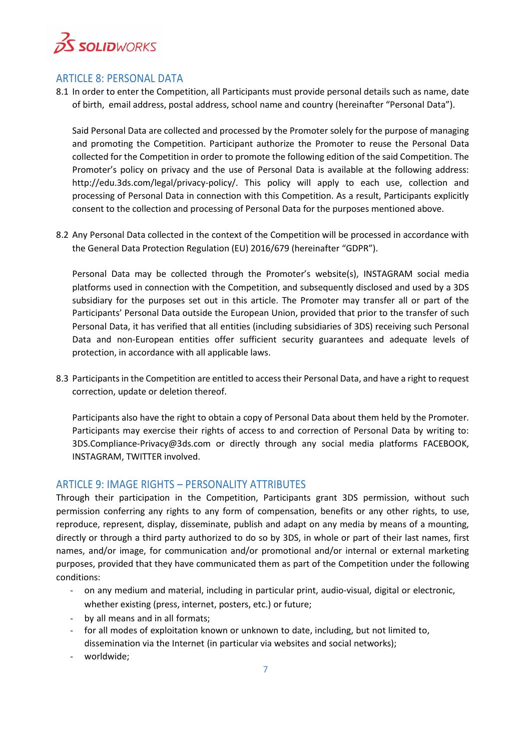## ARTICLE 8: PERSONAL DATA

8.1 In order to enter the Competition, all Participants must provide personal details such as name, date of birth, email address, postal address, school name and country (hereinafter "Personal Data").

Said Personal Data are collected and processed by the Promoter solely for the purpose of managing and promoting the Competition. Participant authorize the Promoter to reuse the Personal Data collected for the Competition in order to promote the following edition of the said Competition. The Promoter's policy on privacy and the use of Personal Data is available at the following address: http://edu.3ds.com/legal/privacy-policy/. This policy will apply to each use, collection and processing of Personal Data in connection with this Competition. As a result, Participants explicitly consent to the collection and processing of Personal Data for the purposes mentioned above.

8.2 Any Personal Data collected in the context of the Competition will be processed in accordance with the General Data Protection Regulation (EU) 2016/679 (hereinafter "GDPR").

Personal Data may be collected through the Promoter's website(s), INSTAGRAM social media platforms used in connection with the Competition, and subsequently disclosed and used by a 3DS subsidiary for the purposes set out in this article. The Promoter may transfer all or part of the Participants' Personal Data outside the European Union, provided that prior to the transfer of such Personal Data, it has verified that all entities (including subsidiaries of 3DS) receiving such Personal Data and non-European entities offer sufficient security guarantees and adequate levels of protection, in accordance with all applicable laws.

8.3 Participants in the Competition are entitled to access their Personal Data, and have a right to request correction, update or deletion thereof.

Participants also have the right to obtain a copy of Personal Data about them held by the Promoter. Participants may exercise their rights of access to and correction of Personal Data by writing to: 3DS.Compliance-Privacy@3ds.com or directly through any social media platforms FACEBOOK, INSTAGRAM, TWITTER involved.

## ARTICLE 9: IMAGE RIGHTS – PERSONALITY ATTRIBUTES

Through their participation in the Competition, Participants grant 3DS permission, without such permission conferring any rights to any form of compensation, benefits or any other rights, to use, reproduce, represent, display, disseminate, publish and adapt on any media by means of a mounting, directly or through a third party authorized to do so by 3DS, in whole or part of their last names, first names, and/or image, for communication and/or promotional and/or internal or external marketing purposes, provided that they have communicated them as part of the Competition under the following conditions:

- on any medium and material, including in particular print, audio-visual, digital or electronic, whether existing (press, internet, posters, etc.) or future;
- by all means and in all formats;
- for all modes of exploitation known or unknown to date, including, but not limited to, dissemination via the Internet (in particular via websites and social networks);
- worldwide;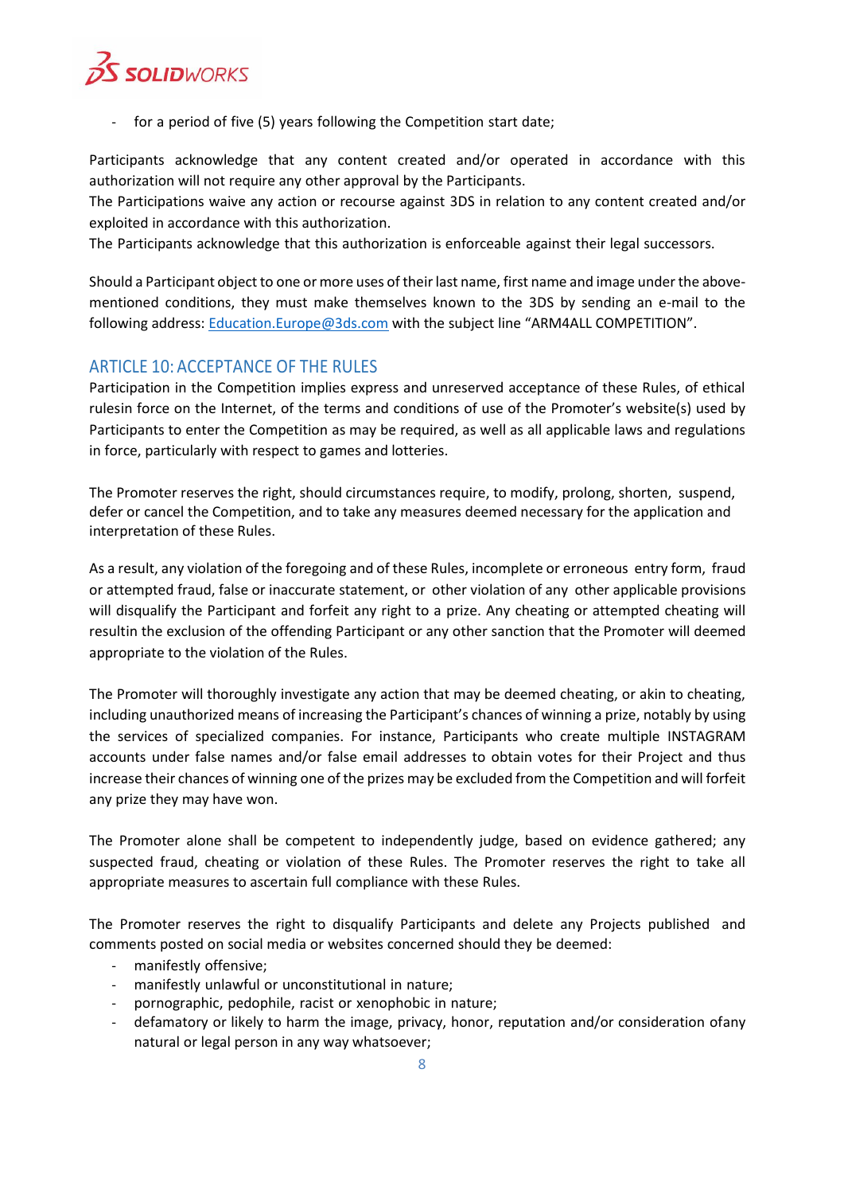- for a period of five (5) years following the Competition start date;

Participants acknowledge that any content created and/or operated in accordance with this authorization will not require any other approval by the Participants.
The Participations waive any action or recourse against 3DS in relation to any content created and/or exploited in accordance with this authorization.
The Participants acknowledge that this authorization is enforceable against their legal successors.

Should a Participant object to one or more uses of their last name, first name and image under the above-mentioned conditions, they must make themselves known to the 3DS by sending an e-mail to the following address: Education.Europe@3ds.com with the subject line "ARM4ALL COMPETITION".

## ARTICLE 10: ACCEPTANCE OF THE RULES

Participation in the Competition implies express and unreserved acceptance of these Rules, of ethical rulesin force on the Internet, of the terms and conditions of use of the Promoter's website(s) used by Participants to enter the Competition as may be required, as well as all applicable laws and regulations in force, particularly with respect to games and lotteries.

The Promoter reserves the right, should circumstances require, to modify, prolong, shorten, suspend, defer or cancel the Competition, and to take any measures deemed necessary for the application and interpretation of these Rules.

As a result, any violation of the foregoing and of these Rules, incomplete or erroneous entry form, fraud or attempted fraud, false or inaccurate statement, or other violation of any other applicable provisions will disqualify the Participant and forfeit any right to a prize. Any cheating or attempted cheating will resultin the exclusion of the offending Participant or any other sanction that the Promoter will deemed appropriate to the violation of the Rules.

The Promoter will thoroughly investigate any action that may be deemed cheating, or akin to cheating, including unauthorized means of increasing the Participant's chances of winning a prize, notably by using the services of specialized companies. For instance, Participants who create multiple INSTAGRAM accounts under false names and/or false email addresses to obtain votes for their Project and thus increase their chances of winning one of the prizes may be excluded from the Competition and will forfeit any prize they may have won.

The Promoter alone shall be competent to independently judge, based on evidence gathered; any suspected fraud, cheating or violation of these Rules. The Promoter reserves the right to take all appropriate measures to ascertain full compliance with these Rules.

The Promoter reserves the right to disqualify Participants and delete any Projects published and comments posted on social media or websites concerned should they be deemed:

- manifestly offensive;
- manifestly unlawful or unconstitutional in nature;
- pornographic, pedophile, racist or xenophobic in nature;
- defamatory or likely to harm the image, privacy, honor, reputation and/or consideration ofany natural or legal person in any way whatsoever;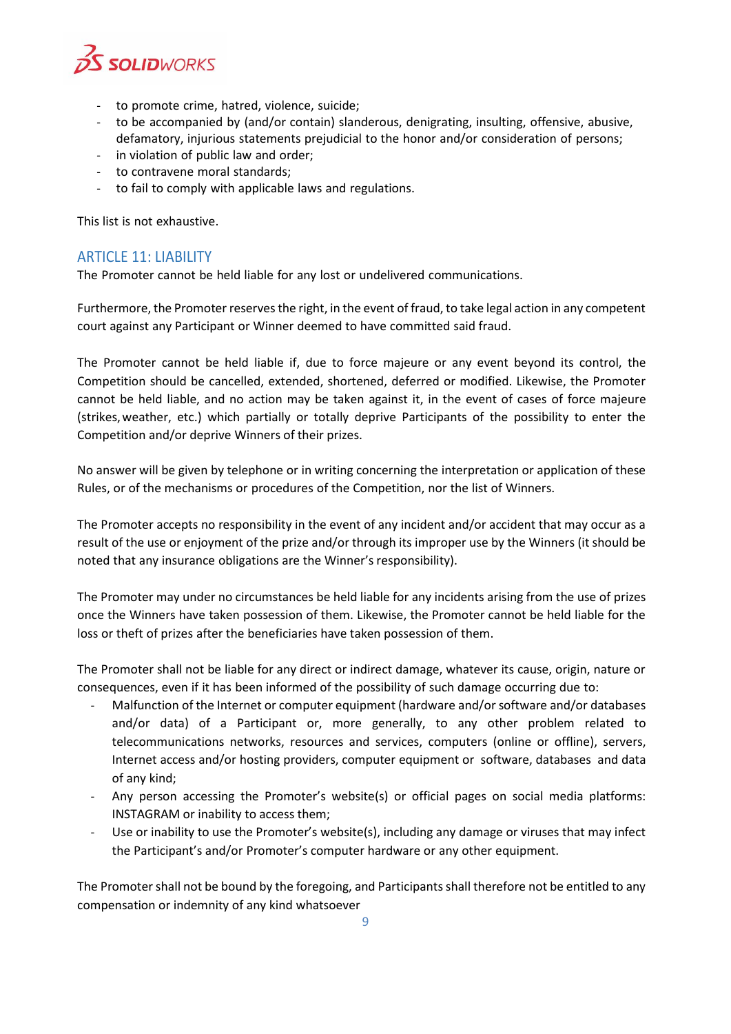- to promote crime, hatred, violence, suicide;
- to be accompanied by (and/or contain) slanderous, denigrating, insulting, offensive, abusive, defamatory, injurious statements prejudicial to the honor and/or consideration of persons;
- in violation of public law and order;
- to contravene moral standards;
- to fail to comply with applicable laws and regulations.

This list is not exhaustive.

## ARTICLE 11: LIABILITY

The Promoter cannot be held liable for any lost or undelivered communications.

Furthermore, the Promoter reserves the right, in the event of fraud, to take legal action in any competent court against any Participant or Winner deemed to have committed said fraud.

The Promoter cannot be held liable if, due to force majeure or any event beyond its control, the Competition should be cancelled, extended, shortened, deferred or modified. Likewise, the Promoter cannot be held liable, and no action may be taken against it, in the event of cases of force majeure (strikes, weather, etc.) which partially or totally deprive Participants of the possibility to enter the Competition and/or deprive Winners of their prizes.

No answer will be given by telephone or in writing concerning the interpretation or application of these Rules, or of the mechanisms or procedures of the Competition, nor the list of Winners.

The Promoter accepts no responsibility in the event of any incident and/or accident that may occur as a result of the use or enjoyment of the prize and/or through its improper use by the Winners (it should be noted that any insurance obligations are the Winner's responsibility).

The Promoter may under no circumstances be held liable for any incidents arising from the use of prizes once the Winners have taken possession of them. Likewise, the Promoter cannot be held liable for the loss or theft of prizes after the beneficiaries have taken possession of them.

The Promoter shall not be liable for any direct or indirect damage, whatever its cause, origin, nature or consequences, even if it has been informed of the possibility of such damage occurring due to:

- Malfunction of the Internet or computer equipment (hardware and/or software and/or databases and/or data) of a Participant or, more generally, to any other problem related to telecommunications networks, resources and services, computers (online or offline), servers, Internet access and/or hosting providers, computer equipment or software, databases and data of any kind;
- Any person accessing the Promoter's website(s) or official pages on social media platforms: INSTAGRAM or inability to access them;
- Use or inability to use the Promoter's website(s), including any damage or viruses that may infect the Participant's and/or Promoter's computer hardware or any other equipment.

The Promoter shall not be bound by the foregoing, and Participants shall therefore not be entitled to any compensation or indemnity of any kind whatsoever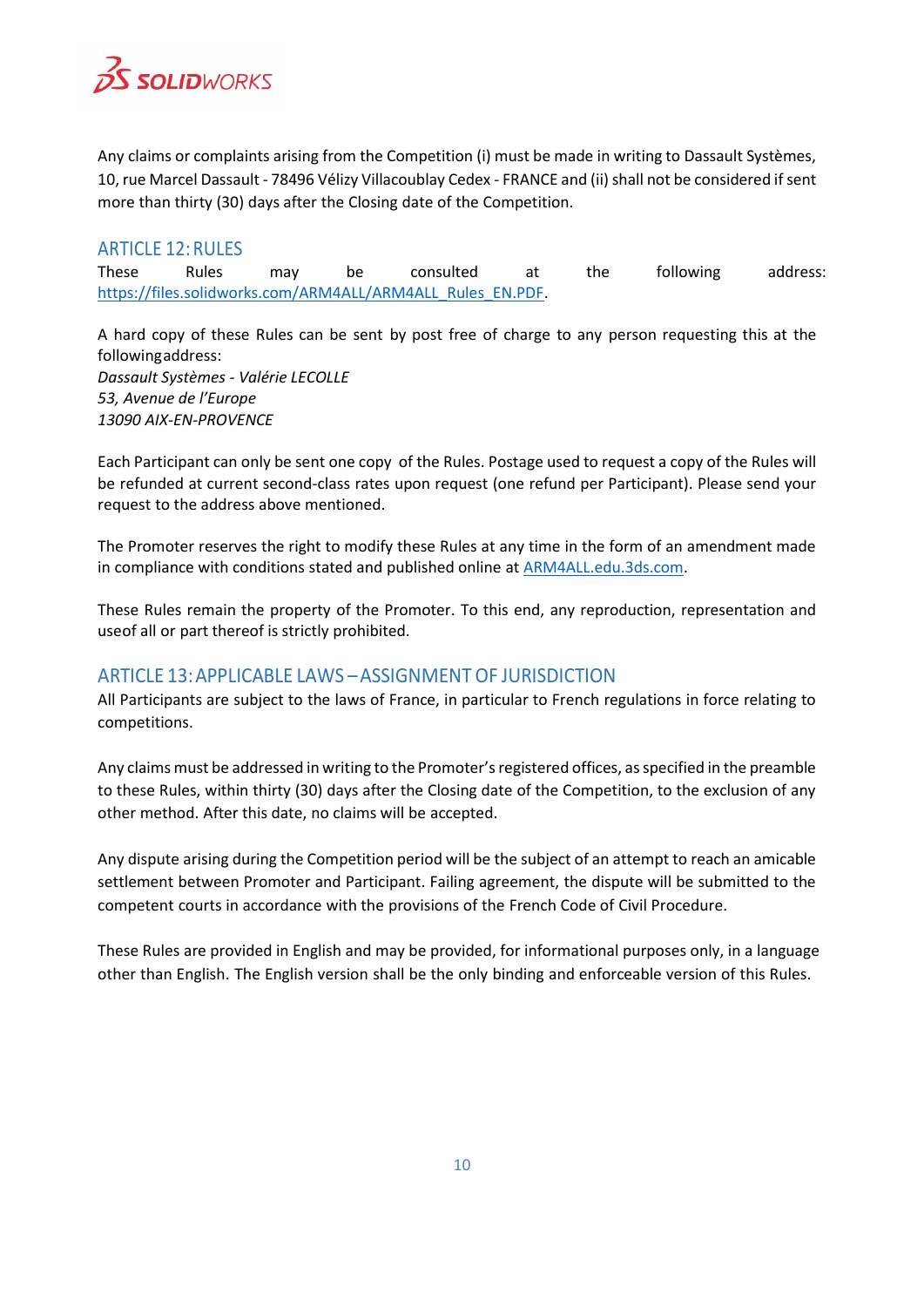Any claims or complaints arising from the Competition (i) must be made in writing to Dassault Systèmes, 10, rue Marcel Dassault - 78496 Vélizy Villacoublay Cedex - FRANCE and (ii) shall not be considered if sent more than thirty (30) days after the Closing date of the Competition.

## ARTICLE 12: RULES

These Rules may be consulted at the following address: https://files.solidworks.com/ARM4ALL/ARM4ALL_Rules_EN.PDF.

A hard copy of these Rules can be sent by post free of charge to any person requesting this at the following address:
*Dassault Systèmes - Valérie LECOLLE*
*53, Avenue de l'Europe*
*13090 AIX-EN-PROVENCE*

Each Participant can only be sent one copy of the Rules. Postage used to request a copy of the Rules will be refunded at current second-class rates upon request (one refund per Participant). Please send your request to the address above mentioned.

The Promoter reserves the right to modify these Rules at any time in the form of an amendment made in compliance with conditions stated and published online at ARM4ALL.edu.3ds.com.

These Rules remain the property of the Promoter. To this end, any reproduction, representation and use of all or part thereof is strictly prohibited.

## ARTICLE 13: APPLICABLE LAWS – ASSIGNMENT OF JURISDICTION

All Participants are subject to the laws of France, in particular to French regulations in force relating to competitions.

Any claims must be addressed in writing to the Promoter's registered offices, as specified in the preamble to these Rules, within thirty (30) days after the Closing date of the Competition, to the exclusion of any other method. After this date, no claims will be accepted.

Any dispute arising during the Competition period will be the subject of an attempt to reach an amicable settlement between Promoter and Participant. Failing agreement, the dispute will be submitted to the competent courts in accordance with the provisions of the French Code of Civil Procedure.

These Rules are provided in English and may be provided, for informational purposes only, in a language other than English. The English version shall be the only binding and enforceable version of this Rules.